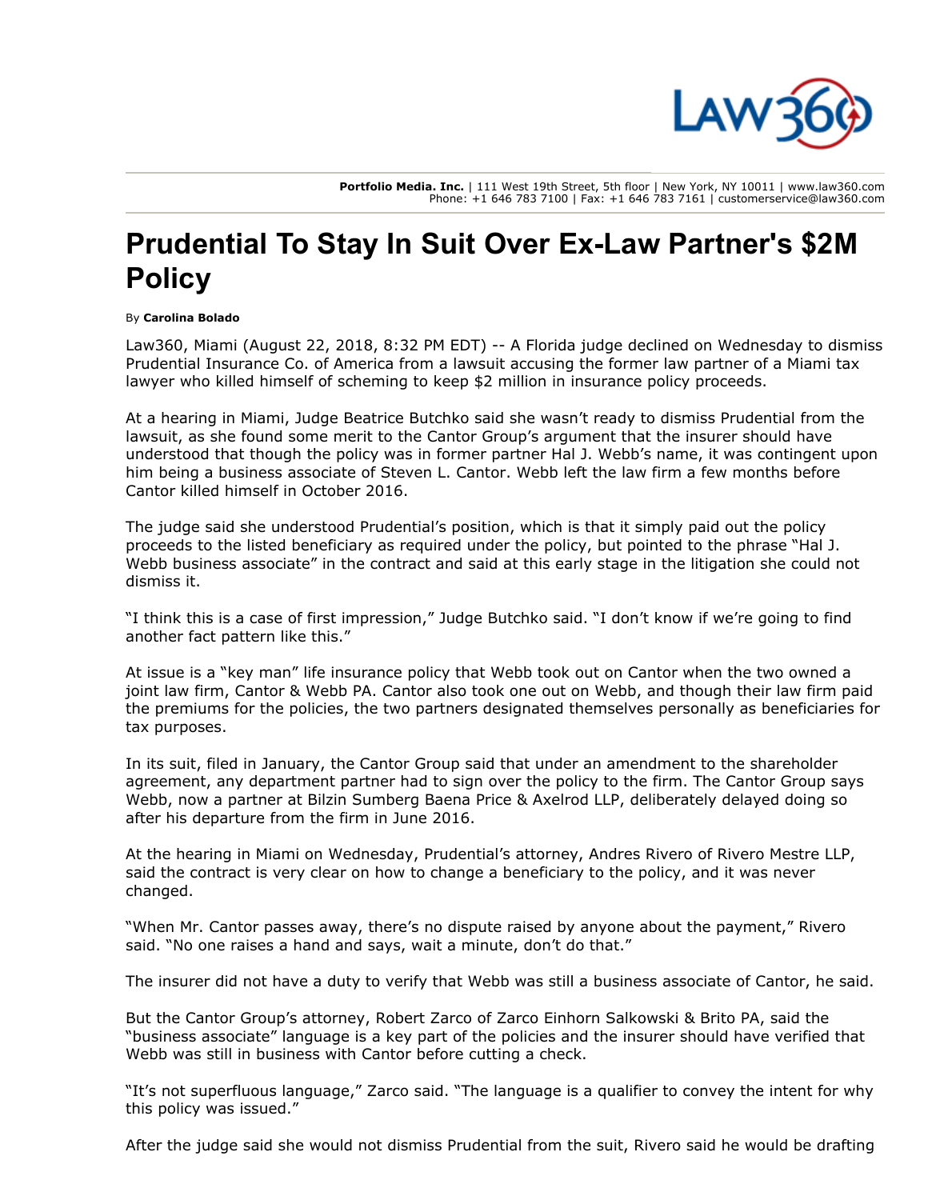# Prudential To Stay In Suit Over Ex-Law Partner's $2M Policy

By **Carolina Bolado**

Law360, Miami (August 22, 2018, 8:32 PM EDT) -- A Florida judge declined on Wednesday to dismiss Prudential Insurance Co. of America from a lawsuit accusing the former law partner of a Miami tax lawyer who killed himself of scheming to keep $2 million in insurance policy proceeds.

At a hearing in Miami, Judge Beatrice Butchko said she wasn't ready to dismiss Prudential from the lawsuit, as she found some merit to the Cantor Group's argument that the insurer should have understood that though the policy was in former partner Hal J. Webb's name, it was contingent upon him being a business associate of Steven L. Cantor. Webb left the law firm a few months before Cantor killed himself in October 2016.

The judge said she understood Prudential's position, which is that it simply paid out the policy proceeds to the listed beneficiary as required under the policy, but pointed to the phrase "Hal J. Webb business associate" in the contract and said at this early stage in the litigation she could not dismiss it.

"I think this is a case of first impression," Judge Butchko said. "I don't know if we're going to find another fact pattern like this."

At issue is a "key man" life insurance policy that Webb took out on Cantor when the two owned a joint law firm, Cantor & Webb PA. Cantor also took one out on Webb, and though their law firm paid the premiums for the policies, the two partners designated themselves personally as beneficiaries for tax purposes.

In its suit, filed in January, the Cantor Group said that under an amendment to the shareholder agreement, any department partner had to sign over the policy to the firm. The Cantor Group says Webb, now a partner at Bilzin Sumberg Baena Price & Axelrod LLP, deliberately delayed doing so after his departure from the firm in June 2016.

At the hearing in Miami on Wednesday, Prudential's attorney, Andres Rivero of Rivero Mestre LLP, said the contract is very clear on how to change a beneficiary to the policy, and it was never changed.

"When Mr. Cantor passes away, there's no dispute raised by anyone about the payment," Rivero said. "No one raises a hand and says, wait a minute, don't do that."

The insurer did not have a duty to verify that Webb was still a business associate of Cantor, he said.

But the Cantor Group's attorney, Robert Zarco of Zarco Einhorn Salkowski & Brito PA, said the "business associate" language is a key part of the policies and the insurer should have verified that Webb was still in business with Cantor before cutting a check.

"It's not superfluous language," Zarco said. "The language is a qualifier to convey the intent for why this policy was issued."

After the judge said she would not dismiss Prudential from the suit, Rivero said he would be drafting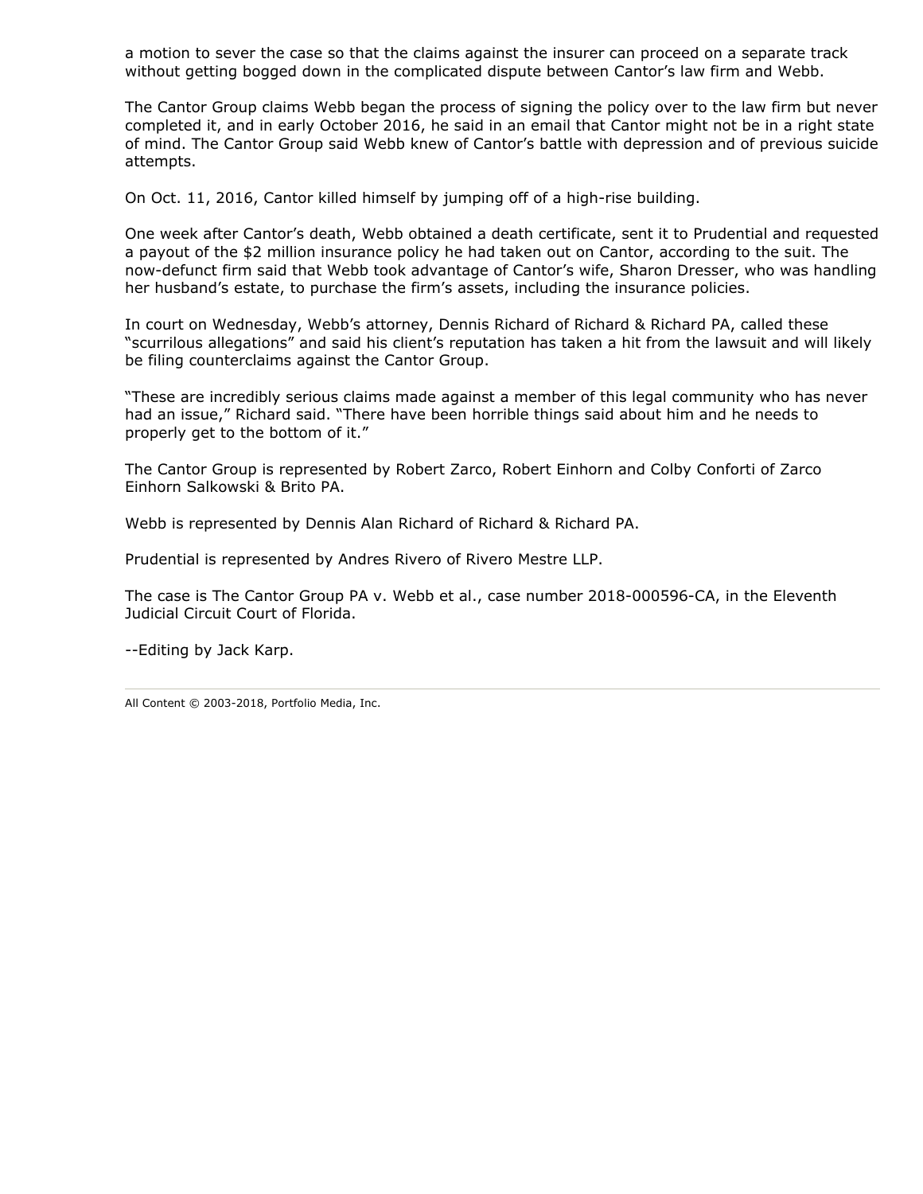a motion to sever the case so that the claims against the insurer can proceed on a separate track without getting bogged down in the complicated dispute between Cantor's law firm and Webb.

The Cantor Group claims Webb began the process of signing the policy over to the law firm but never completed it, and in early October 2016, he said in an email that Cantor might not be in a right state of mind. The Cantor Group said Webb knew of Cantor's battle with depression and of previous suicide attempts.

On Oct. 11, 2016, Cantor killed himself by jumping off of a high-rise building.

One week after Cantor's death, Webb obtained a death certificate, sent it to Prudential and requested a payout of the $2 million insurance policy he had taken out on Cantor, according to the suit. The now-defunct firm said that Webb took advantage of Cantor's wife, Sharon Dresser, who was handling her husband's estate, to purchase the firm's assets, including the insurance policies.

In court on Wednesday, Webb's attorney, Dennis Richard of Richard & Richard PA, called these "scurrilous allegations" and said his client's reputation has taken a hit from the lawsuit and will likely be filing counterclaims against the Cantor Group.

"These are incredibly serious claims made against a member of this legal community who has never had an issue," Richard said. "There have been horrible things said about him and he needs to properly get to the bottom of it."

The Cantor Group is represented by Robert Zarco, Robert Einhorn and Colby Conforti of Zarco Einhorn Salkowski & Brito PA.

Webb is represented by Dennis Alan Richard of Richard & Richard PA.

Prudential is represented by Andres Rivero of Rivero Mestre LLP.

The case is The Cantor Group PA v. Webb et al., case number 2018-000596-CA, in the Eleventh Judicial Circuit Court of Florida.

--Editing by Jack Karp.

All Content © 2003-2018, Portfolio Media, Inc.